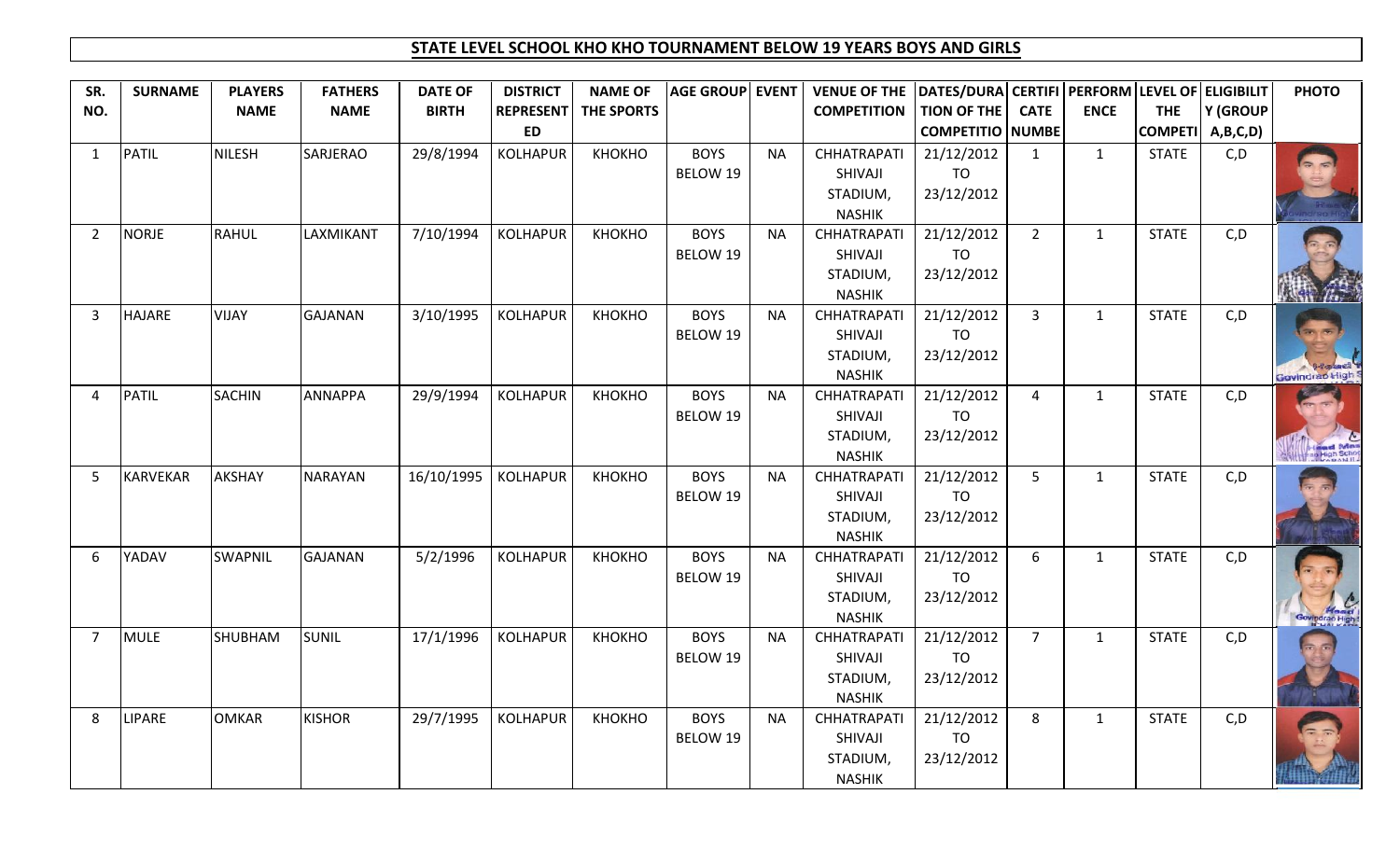# STATE LEVEL SCHOOL KHO KHO TOURNAMENT BELOW 19 YEARS BOYS AND GIRLS

| SR. NO. | SURNAME | PLAYERS NAME | FATHERS NAME | DATE OF BIRTH | DISTRICT REPRESENTED | NAME OF THE SPORTS | AGE GROUP | EVENT | VENUE OF THE COMPETITION | DATES/DURATION OF THE COMPETITION | CERTIFICATE NUMBER | PERFORMANCE | LEVEL OF THE COMPETITION | ELIGIBILITY (GROUP A,B,C,D) | PHOTO |
|---|---|---|---|---|---|---|---|---|---|---|---|---|---|---|---|
| 1 | PATIL | NILESH | SARJERAO | 29/8/1994 | KOLHAPUR | KHOKHO | BOYS BELOW 19 | NA | CHHATRAPATI SHIVAJI STADIUM, NASHIK | 21/12/2012 TO 23/12/2012 | 1 | 1 | STATE | C,D | |
| 2 | NORJE | RAHUL | LAXMIKANT | 7/10/1994 | KOLHAPUR | KHOKHO | BOYS BELOW 19 | NA | CHHATRAPATI SHIVAJI STADIUM, NASHIK | 21/12/2012 TO 23/12/2012 | 2 | 1 | STATE | C,D | |
| 3 | HAJARE | VIJAY | GAJANAN | 3/10/1995 | KOLHAPUR | KHOKHO | BOYS BELOW 19 | NA | CHHATRAPATI SHIVAJI STADIUM, NASHIK | 21/12/2012 TO 23/12/2012 | 3 | 1 | STATE | C,D | |
| 4 | PATIL | SACHIN | ANNAPPA | 29/9/1994 | KOLHAPUR | KHOKHO | BOYS BELOW 19 | NA | CHHATRAPATI SHIVAJI STADIUM, NASHIK | 21/12/2012 TO 23/12/2012 | 4 | 1 | STATE | C,D | |
| 5 | KARVEKAR | AKSHAY | NARAYAN | 16/10/1995 | KOLHAPUR | KHOKHO | BOYS BELOW 19 | NA | CHHATRAPATI SHIVAJI STADIUM, NASHIK | 21/12/2012 TO 23/12/2012 | 5 | 1 | STATE | C,D | |
| 6 | YADAV | SWAPNIL | GAJANAN | 5/2/1996 | KOLHAPUR | KHOKHO | BOYS BELOW 19 | NA | CHHATRAPATI SHIVAJI STADIUM, NASHIK | 21/12/2012 TO 23/12/2012 | 6 | 1 | STATE | C,D | |
| 7 | MULE | SHUBHAM | SUNIL | 17/1/1996 | KOLHAPUR | KHOKHO | BOYS BELOW 19 | NA | CHHATRAPATI SHIVAJI STADIUM, NASHIK | 21/12/2012 TO 23/12/2012 | 7 | 1 | STATE | C,D | |
| 8 | LIPARE | OMKAR | KISHOR | 29/7/1995 | KOLHAPUR | KHOKHO | BOYS BELOW 19 | NA | CHHATRAPATI SHIVAJI STADIUM, NASHIK | 21/12/2012 TO 23/12/2012 | 8 | 1 | STATE | C,D | |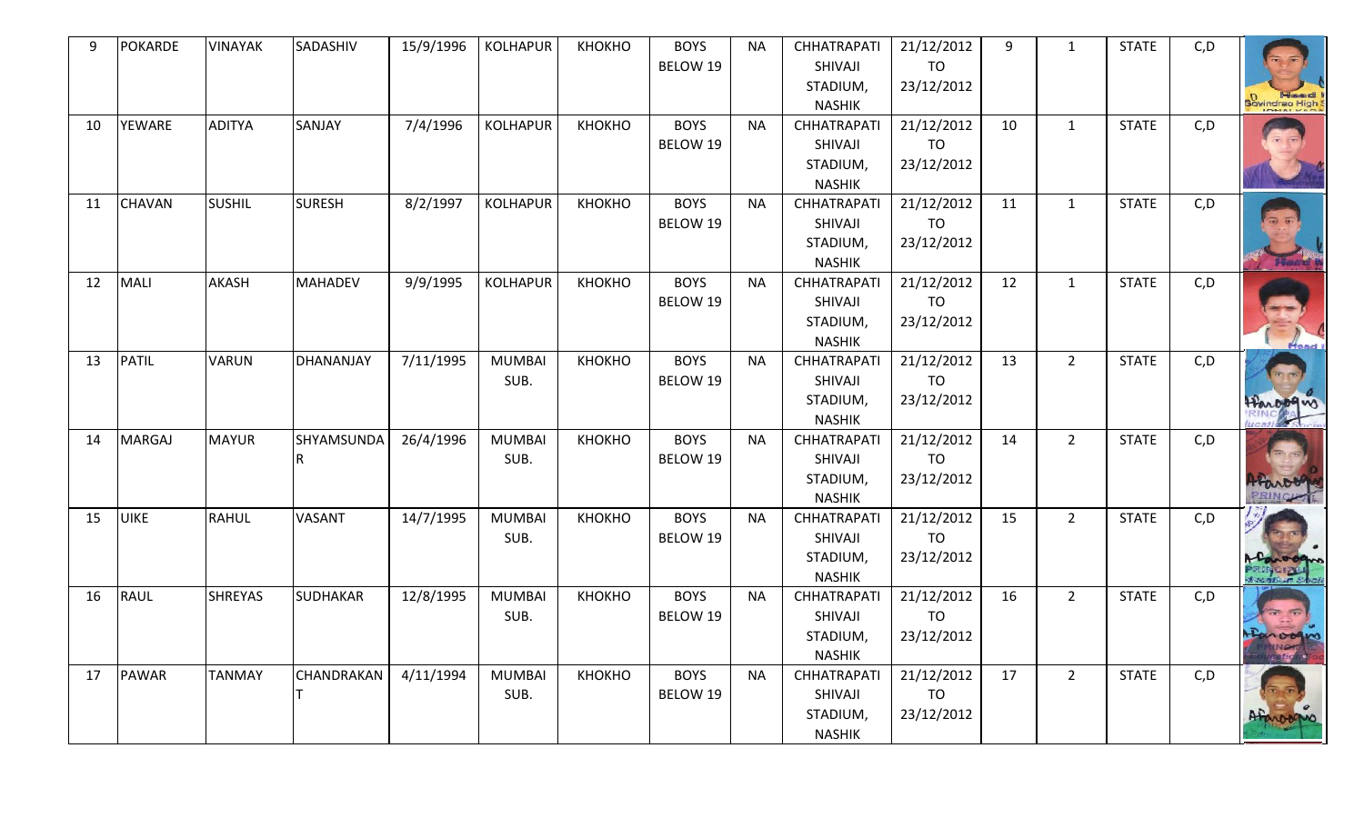| 9 | POKARDE | VINAYAK | SADASHIV | 15/9/1996 | KOLHAPUR | KHOKHO | BOYS BELOW 19 | NA | CHHATRAPATI SHIVAJI STADIUM, NASHIK | 21/12/2012 TO 23/12/2012 | 9 | 1 | STATE | C,D | |
|---|---|---|---|---|---|---|---|---|---|---|---|---|---|---|---|
| 10 | YEWARE | ADITYA | SANJAY | 7/4/1996 | KOLHAPUR | KHOKHO | BOYS BELOW 19 | NA | CHHATRAPATI SHIVAJI STADIUM, NASHIK | 21/12/2012 TO 23/12/2012 | 10 | 1 | STATE | C,D | |
| 11 | CHAVAN | SUSHIL | SURESH | 8/2/1997 | KOLHAPUR | KHOKHO | BOYS BELOW 19 | NA | CHHATRAPATI SHIVAJI STADIUM, NASHIK | 21/12/2012 TO 23/12/2012 | 11 | 1 | STATE | C,D | |
| 12 | MALI | AKASH | MAHADEV | 9/9/1995 | KOLHAPUR | KHOKHO | BOYS BELOW 19 | NA | CHHATRAPATI SHIVAJI STADIUM, NASHIK | 21/12/2012 TO 23/12/2012 | 12 | 1 | STATE | C,D | |
| 13 | PATIL | VARUN | DHANANJAY | 7/11/1995 | MUMBAI SUB. | KHOKHO | BOYS BELOW 19 | NA | CHHATRAPATI SHIVAJI STADIUM, NASHIK | 21/12/2012 TO 23/12/2012 | 13 | 2 | STATE | C,D | |
| 14 | MARGAJ | MAYUR | SHYAMSUNDAR | 26/4/1996 | MUMBAI SUB. | KHOKHO | BOYS BELOW 19 | NA | CHHATRAPATI SHIVAJI STADIUM, NASHIK | 21/12/2012 TO 23/12/2012 | 14 | 2 | STATE | C,D | |
| 15 | UIKE | RAHUL | VASANT | 14/7/1995 | MUMBAI SUB. | KHOKHO | BOYS BELOW 19 | NA | CHHATRAPATI SHIVAJI STADIUM, NASHIK | 21/12/2012 TO 23/12/2012 | 15 | 2 | STATE | C,D | |
| 16 | RAUL | SHREYAS | SUDHAKAR | 12/8/1995 | MUMBAI SUB. | KHOKHO | BOYS BELOW 19 | NA | CHHATRAPATI SHIVAJI STADIUM, NASHIK | 21/12/2012 TO 23/12/2012 | 16 | 2 | STATE | C,D | |
| 17 | PAWAR | TANMAY | CHANDRAKANT | 4/11/1994 | MUMBAI SUB. | KHOKHO | BOYS BELOW 19 | NA | CHHATRAPATI SHIVAJI STADIUM, NASHIK | 21/12/2012 TO 23/12/2012 | 17 | 2 | STATE | C,D | |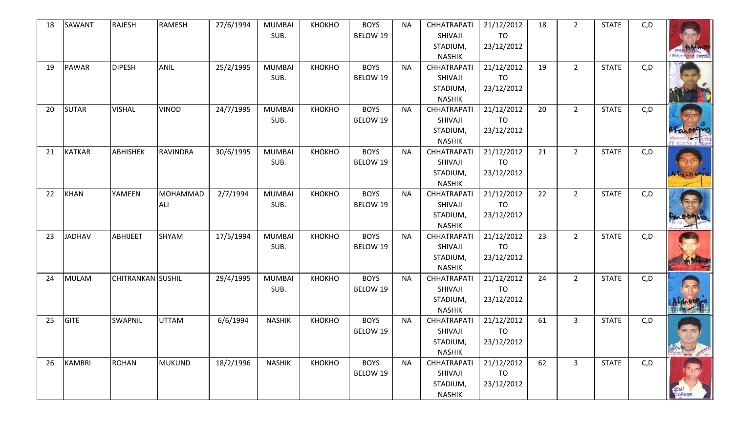| 18 | SAWANT | RAJESH | RAMESH | 27/6/1994 | MUMBAI SUB. | KHOKHO | BOYS BELOW 19 | NA | CHHATRAPATI SHIVAJI STADIUM, NASHIK | 21/12/2012 TO 23/12/2012 | 18 | 2 | STATE | C,D | |
|---|---|---|---|---|---|---|---|---|---|---|---|---|---|---|---|
| 19 | PAWAR | DIPESH | ANIL | 25/2/1995 | MUMBAI SUB. | KHOKHO | BOYS BELOW 19 | NA | CHHATRAPATI SHIVAJI STADIUM, NASHIK | 21/12/2012 TO 23/12/2012 | 19 | 2 | STATE | C,D | |
| 20 | SUTAR | VISHAL | VINOD | 24/7/1995 | MUMBAI SUB. | KHOKHO | BOYS BELOW 19 | NA | CHHATRAPATI SHIVAJI STADIUM, NASHIK | 21/12/2012 TO 23/12/2012 | 20 | 2 | STATE | C,D | |
| 21 | KATKAR | ABHISHEK | RAVINDRA | 30/6/1995 | MUMBAI SUB. | KHOKHO | BOYS BELOW 19 | NA | CHHATRAPATI SHIVAJI STADIUM, NASHIK | 21/12/2012 TO 23/12/2012 | 21 | 2 | STATE | C,D | |
| 22 | KHAN | YAMEEN | MOHAMMAD ALI | 2/7/1994 | MUMBAI SUB. | KHOKHO | BOYS BELOW 19 | NA | CHHATRAPATI SHIVAJI STADIUM, NASHIK | 21/12/2012 TO 23/12/2012 | 22 | 2 | STATE | C,D | |
| 23 | JADHAV | ABHIJEET | SHYAM | 17/5/1994 | MUMBAI SUB. | KHOKHO | BOYS BELOW 19 | NA | CHHATRAPATI SHIVAJI STADIUM, NASHIK | 21/12/2012 TO 23/12/2012 | 23 | 2 | STATE | C,D | |
| 24 | MULAM | CHITRANKAN | SUSHIL | 29/4/1995 | MUMBAI SUB. | KHOKHO | BOYS BELOW 19 | NA | CHHATRAPATI SHIVAJI STADIUM, NASHIK | 21/12/2012 TO 23/12/2012 | 24 | 2 | STATE | C,D | |
| 25 | GITE | SWAPNIL | UTTAM | 6/6/1994 | NASHIK | KHOKHO | BOYS BELOW 19 | NA | CHHATRAPATI SHIVAJI STADIUM, NASHIK | 21/12/2012 TO 23/12/2012 | 61 | 3 | STATE | C,D | |
| 26 | KAMBRI | ROHAN | MUKUND | 18/2/1996 | NASHIK | KHOKHO | BOYS BELOW 19 | NA | CHHATRAPATI SHIVAJI STADIUM, NASHIK | 21/12/2012 TO 23/12/2012 | 62 | 3 | STATE | C,D | |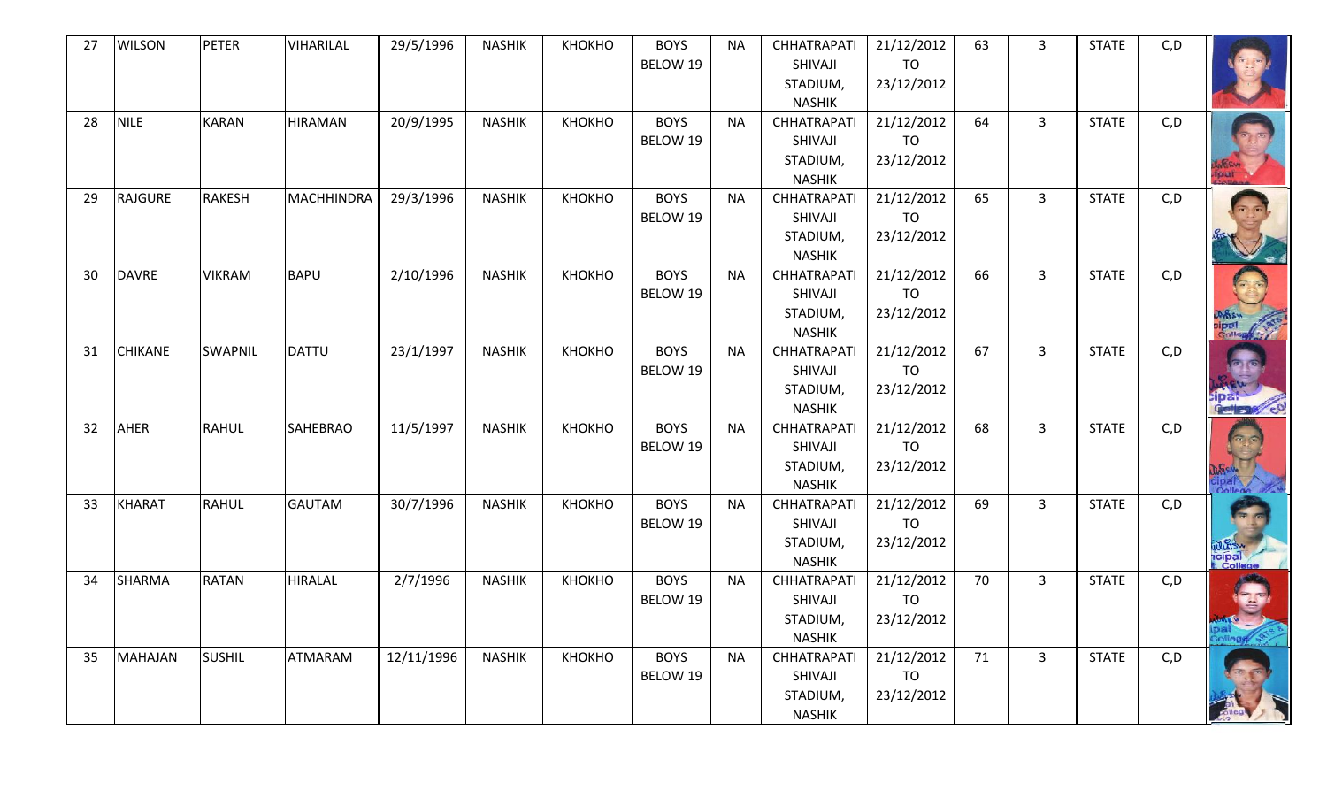| 27 | WILSON | PETER | VIHARILAL | 29/5/1996 | NASHIK | KHOKHO | BOYS BELOW 19 | NA | CHHATRAPATI SHIVAJI STADIUM, NASHIK | 21/12/2012 TO 23/12/2012 | 63 | 3 | STATE | C,D | |
|---|---|---|---|---|---|---|---|---|---|---|---|---|---|---|---|
| 28 | NILE | KARAN | HIRAMAN | 20/9/1995 | NASHIK | KHOKHO | BOYS BELOW 19 | NA | CHHATRAPATI SHIVAJI STADIUM, NASHIK | 21/12/2012 TO 23/12/2012 | 64 | 3 | STATE | C,D | |
| 29 | RAJGURE | RAKESH | MACHHINDRA | 29/3/1996 | NASHIK | KHOKHO | BOYS BELOW 19 | NA | CHHATRAPATI SHIVAJI STADIUM, NASHIK | 21/12/2012 TO 23/12/2012 | 65 | 3 | STATE | C,D | |
| 30 | DAVRE | VIKRAM | BAPU | 2/10/1996 | NASHIK | KHOKHO | BOYS BELOW 19 | NA | CHHATRAPATI SHIVAJI STADIUM, NASHIK | 21/12/2012 TO 23/12/2012 | 66 | 3 | STATE | C,D | |
| 31 | CHIKANE | SWAPNIL | DATTU | 23/1/1997 | NASHIK | KHOKHO | BOYS BELOW 19 | NA | CHHATRAPATI SHIVAJI STADIUM, NASHIK | 21/12/2012 TO 23/12/2012 | 67 | 3 | STATE | C,D | |
| 32 | AHER | RAHUL | SAHEBRAO | 11/5/1997 | NASHIK | KHOKHO | BOYS BELOW 19 | NA | CHHATRAPATI SHIVAJI STADIUM, NASHIK | 21/12/2012 TO 23/12/2012 | 68 | 3 | STATE | C,D | |
| 33 | KHARAT | RAHUL | GAUTAM | 30/7/1996 | NASHIK | KHOKHO | BOYS BELOW 19 | NA | CHHATRAPATI SHIVAJI STADIUM, NASHIK | 21/12/2012 TO 23/12/2012 | 69 | 3 | STATE | C,D | |
| 34 | SHARMA | RATAN | HIRALAL | 2/7/1996 | NASHIK | KHOKHO | BOYS BELOW 19 | NA | CHHATRAPATI SHIVAJI STADIUM, NASHIK | 21/12/2012 TO 23/12/2012 | 70 | 3 | STATE | C,D | |
| 35 | MAHAJAN | SUSHIL | ATMARAM | 12/11/1996 | NASHIK | KHOKHO | BOYS BELOW 19 | NA | CHHATRAPATI SHIVAJI STADIUM, NASHIK | 21/12/2012 TO 23/12/2012 | 71 | 3 | STATE | C,D | |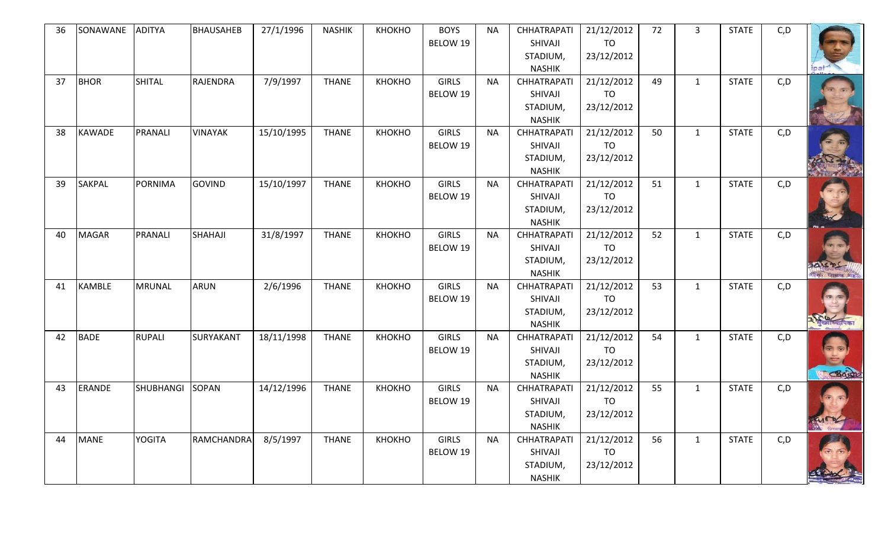| 36 | SONAWANE | ADITYA | BHAUSAHEB | 27/1/1996 | NASHIK | KHOKHO | BOYS BELOW 19 | NA | CHHATRAPATI SHIVAJI STADIUM, NASHIK | 21/12/2012 TO 23/12/2012 | 72 | 3 | STATE | C,D | |
|---|---|---|---|---|---|---|---|---|---|---|---|---|---|---|---|
| 37 | BHOR | SHITAL | RAJENDRA | 7/9/1997 | THANE | KHOKHO | GIRLS BELOW 19 | NA | CHHATRAPATI SHIVAJI STADIUM, NASHIK | 21/12/2012 TO 23/12/2012 | 49 | 1 | STATE | C,D | |
| 38 | KAWADE | PRANALI | VINAYAK | 15/10/1995 | THANE | KHOKHO | GIRLS BELOW 19 | NA | CHHATRAPATI SHIVAJI STADIUM, NASHIK | 21/12/2012 TO 23/12/2012 | 50 | 1 | STATE | C,D | |
| 39 | SAKPAL | PORNIMA | GOVIND | 15/10/1997 | THANE | KHOKHO | GIRLS BELOW 19 | NA | CHHATRAPATI SHIVAJI STADIUM, NASHIK | 21/12/2012 TO 23/12/2012 | 51 | 1 | STATE | C,D | |
| 40 | MAGAR | PRANALI | SHAHAJI | 31/8/1997 | THANE | KHOKHO | GIRLS BELOW 19 | NA | CHHATRAPATI SHIVAJI STADIUM, NASHIK | 21/12/2012 TO 23/12/2012 | 52 | 1 | STATE | C,D | |
| 41 | KAMBLE | MRUNAL | ARUN | 2/6/1996 | THANE | KHOKHO | GIRLS BELOW 19 | NA | CHHATRAPATI SHIVAJI STADIUM, NASHIK | 21/12/2012 TO 23/12/2012 | 53 | 1 | STATE | C,D | |
| 42 | BADE | RUPALI | SURYAKANT | 18/11/1998 | THANE | KHOKHO | GIRLS BELOW 19 | NA | CHHATRAPATI SHIVAJI STADIUM, NASHIK | 21/12/2012 TO 23/12/2012 | 54 | 1 | STATE | C,D | |
| 43 | ERANDE | SHUBHANGI | SOPAN | 14/12/1996 | THANE | KHOKHO | GIRLS BELOW 19 | NA | CHHATRAPATI SHIVAJI STADIUM, NASHIK | 21/12/2012 TO 23/12/2012 | 55 | 1 | STATE | C,D | |
| 44 | MANE | YOGITA | RAMCHANDRA | 8/5/1997 | THANE | KHOKHO | GIRLS BELOW 19 | NA | CHHATRAPATI SHIVAJI STADIUM, NASHIK | 21/12/2012 TO 23/12/2012 | 56 | 1 | STATE | C,D | |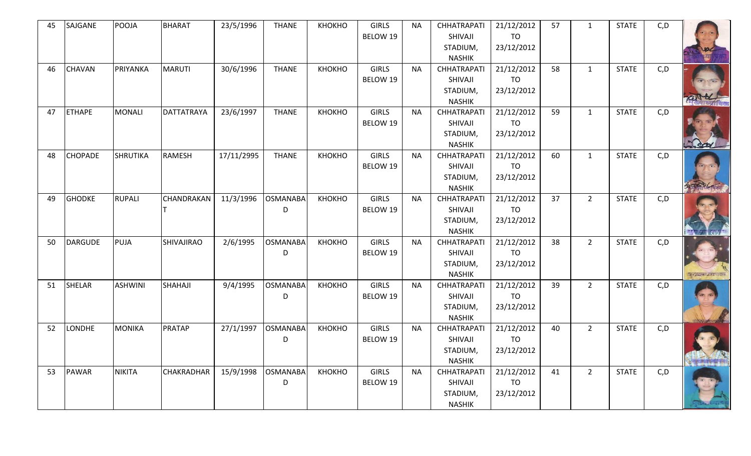| 45 | SAJGANE | POOJA | BHARAT | 23/5/1996 | THANE | KHOKHO | GIRLS BELOW 19 | NA | CHHATRAPATI SHIVAJI STADIUM, NASHIK | 21/12/2012 TO 23/12/2012 | 57 | 1 | STATE | C,D | |
|---|---|---|---|---|---|---|---|---|---|---|---|---|---|---|---|
| 46 | CHAVAN | PRIYANKA | MARUTI | 30/6/1996 | THANE | KHOKHO | GIRLS BELOW 19 | NA | CHHATRAPATI SHIVAJI STADIUM, NASHIK | 21/12/2012 TO 23/12/2012 | 58 | 1 | STATE | C,D | |
| 47 | ETHAPE | MONALI | DATTATRAYA | 23/6/1997 | THANE | KHOKHO | GIRLS BELOW 19 | NA | CHHATRAPATI SHIVAJI STADIUM, NASHIK | 21/12/2012 TO 23/12/2012 | 59 | 1 | STATE | C,D | |
| 48 | CHOPADE | SHRUTIKA | RAMESH | 17/11/2995 | THANE | KHOKHO | GIRLS BELOW 19 | NA | CHHATRAPATI SHIVAJI STADIUM, NASHIK | 21/12/2012 TO 23/12/2012 | 60 | 1 | STATE | C,D | |
| 49 | GHODKE | RUPALI | CHANDRAKANT | 11/3/1996 | OSMANABAD | KHOKHO | GIRLS BELOW 19 | NA | CHHATRAPATI SHIVAJI STADIUM, NASHIK | 21/12/2012 TO 23/12/2012 | 37 | 2 | STATE | C,D | |
| 50 | DARGUDE | PUJA | SHIVAJIRAO | 2/6/1995 | OSMANABAD | KHOKHO | GIRLS BELOW 19 | NA | CHHATRAPATI SHIVAJI STADIUM, NASHIK | 21/12/2012 TO 23/12/2012 | 38 | 2 | STATE | C,D | |
| 51 | SHELAR | ASHWINI | SHAHAJI | 9/4/1995 | OSMANABAD | KHOKHO | GIRLS BELOW 19 | NA | CHHATRAPATI SHIVAJI STADIUM, NASHIK | 21/12/2012 TO 23/12/2012 | 39 | 2 | STATE | C,D | |
| 52 | LONDHE | MONIKA | PRATAP | 27/1/1997 | OSMANABAD | KHOKHO | GIRLS BELOW 19 | NA | CHHATRAPATI SHIVAJI STADIUM, NASHIK | 21/12/2012 TO 23/12/2012 | 40 | 2 | STATE | C,D | |
| 53 | PAWAR | NIKITA | CHAKRADHAR | 15/9/1998 | OSMANABAD | KHOKHO | GIRLS BELOW 19 | NA | CHHATRAPATI SHIVAJI STADIUM, NASHIK | 21/12/2012 TO 23/12/2012 | 41 | 2 | STATE | C,D | |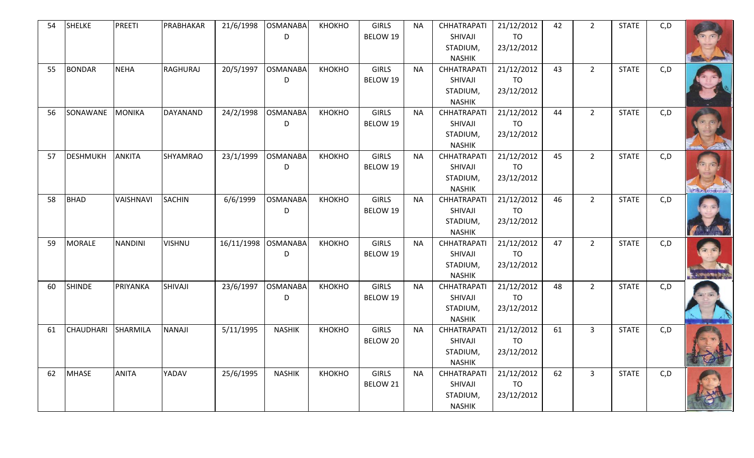| 54 | SHELKE | PREETI | PRABHAKAR | 21/6/1998 | OSMANABAD | KHOKHO | GIRLS BELOW 19 | NA | CHHATRAPATI SHIVAJI STADIUM, NASHIK | 21/12/2012 TO 23/12/2012 | 42 | 2 | STATE | C,D | |
|---|---|---|---|---|---|---|---|---|---|---|---|---|---|---|---|
| 55 | BONDAR | NEHA | RAGHURAJ | 20/5/1997 | OSMANABAD | KHOKHO | GIRLS BELOW 19 | NA | CHHATRAPATI SHIVAJI STADIUM, NASHIK | 21/12/2012 TO 23/12/2012 | 43 | 2 | STATE | C,D | |
| 56 | SONAWANE | MONIKA | DAYANAND | 24/2/1998 | OSMANABAD | KHOKHO | GIRLS BELOW 19 | NA | CHHATRAPATI SHIVAJI STADIUM, NASHIK | 21/12/2012 TO 23/12/2012 | 44 | 2 | STATE | C,D | |
| 57 | DESHMUKH | ANKITA | SHYAMRAO | 23/1/1999 | OSMANABAD | KHOKHO | GIRLS BELOW 19 | NA | CHHATRAPATI SHIVAJI STADIUM, NASHIK | 21/12/2012 TO 23/12/2012 | 45 | 2 | STATE | C,D | |
| 58 | BHAD | VAISHNAVI | SACHIN | 6/6/1999 | OSMANABAD | KHOKHO | GIRLS BELOW 19 | NA | CHHATRAPATI SHIVAJI STADIUM, NASHIK | 21/12/2012 TO 23/12/2012 | 46 | 2 | STATE | C,D | |
| 59 | MORALE | NANDINI | VISHNU | 16/11/1998 | OSMANABAD | KHOKHO | GIRLS BELOW 19 | NA | CHHATRAPATI SHIVAJI STADIUM, NASHIK | 21/12/2012 TO 23/12/2012 | 47 | 2 | STATE | C,D | |
| 60 | SHINDE | PRIYANKA | SHIVAJI | 23/6/1997 | OSMANABAD | KHOKHO | GIRLS BELOW 19 | NA | CHHATRAPATI SHIVAJI STADIUM, NASHIK | 21/12/2012 TO 23/12/2012 | 48 | 2 | STATE | C,D | |
| 61 | CHAUDHARI | SHARMILA | NANAJI | 5/11/1995 | NASHIK | KHOKHO | GIRLS BELOW 20 | NA | CHHATRAPATI SHIVAJI STADIUM, NASHIK | 21/12/2012 TO 23/12/2012 | 61 | 3 | STATE | C,D | |
| 62 | MHASE | ANITA | YADAV | 25/6/1995 | NASHIK | KHOKHO | GIRLS BELOW 21 | NA | CHHATRAPATI SHIVAJI STADIUM, NASHIK | 21/12/2012 TO 23/12/2012 | 62 | 3 | STATE | C,D | |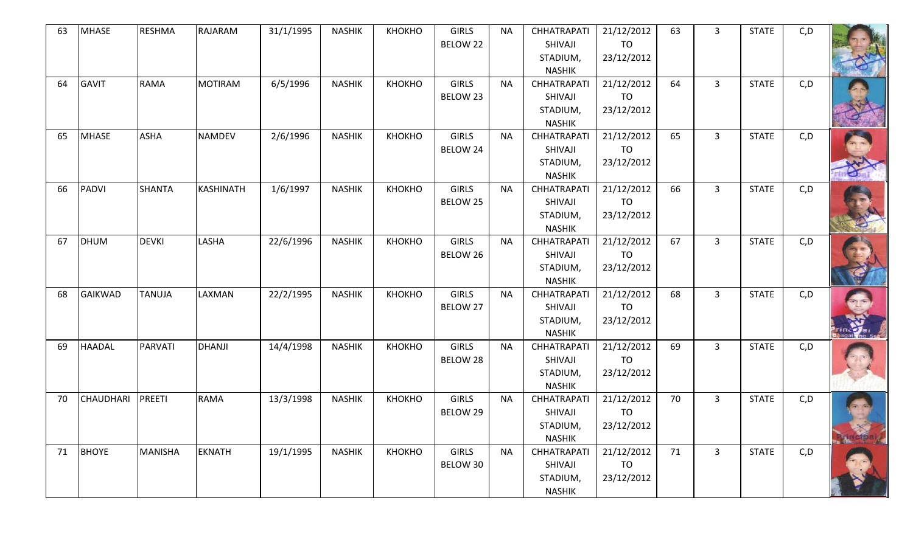| 63 | MHASE | RESHMA | RAJARAM | 31/1/1995 | NASHIK | KHOKHO | GIRLS BELOW 22 | NA | CHHATRAPATI SHIVAJI STADIUM, NASHIK | 21/12/2012 TO 23/12/2012 | 63 | 3 | STATE | C,D | |
|---|---|---|---|---|---|---|---|---|---|---|---|---|---|---|---|
| 64 | GAVIT | RAMA | MOTIRAM | 6/5/1996 | NASHIK | KHOKHO | GIRLS BELOW 23 | NA | CHHATRAPATI SHIVAJI STADIUM, NASHIK | 21/12/2012 TO 23/12/2012 | 64 | 3 | STATE | C,D | |
| 65 | MHASE | ASHA | NAMDEV | 2/6/1996 | NASHIK | KHOKHO | GIRLS BELOW 24 | NA | CHHATRAPATI SHIVAJI STADIUM, NASHIK | 21/12/2012 TO 23/12/2012 | 65 | 3 | STATE | C,D | |
| 66 | PADVI | SHANTA | KASHINATH | 1/6/1997 | NASHIK | KHOKHO | GIRLS BELOW 25 | NA | CHHATRAPATI SHIVAJI STADIUM, NASHIK | 21/12/2012 TO 23/12/2012 | 66 | 3 | STATE | C,D | |
| 67 | DHUM | DEVKI | LASHA | 22/6/1996 | NASHIK | KHOKHO | GIRLS BELOW 26 | NA | CHHATRAPATI SHIVAJI STADIUM, NASHIK | 21/12/2012 TO 23/12/2012 | 67 | 3 | STATE | C,D | |
| 68 | GAIKWAD | TANUJA | LAXMAN | 22/2/1995 | NASHIK | KHOKHO | GIRLS BELOW 27 | NA | CHHATRAPATI SHIVAJI STADIUM, NASHIK | 21/12/2012 TO 23/12/2012 | 68 | 3 | STATE | C,D | |
| 69 | HAADAL | PARVATI | DHANJI | 14/4/1998 | NASHIK | KHOKHO | GIRLS BELOW 28 | NA | CHHATRAPATI SHIVAJI STADIUM, NASHIK | 21/12/2012 TO 23/12/2012 | 69 | 3 | STATE | C,D | |
| 70 | CHAUDHARI | PREETI | RAMA | 13/3/1998 | NASHIK | KHOKHO | GIRLS BELOW 29 | NA | CHHATRAPATI SHIVAJI STADIUM, NASHIK | 21/12/2012 TO 23/12/2012 | 70 | 3 | STATE | C,D | |
| 71 | BHOYE | MANISHA | EKNATH | 19/1/1995 | NASHIK | KHOKHO | GIRLS BELOW 30 | NA | CHHATRAPATI SHIVAJI STADIUM, NASHIK | 21/12/2012 TO 23/12/2012 | 71 | 3 | STATE | C,D | |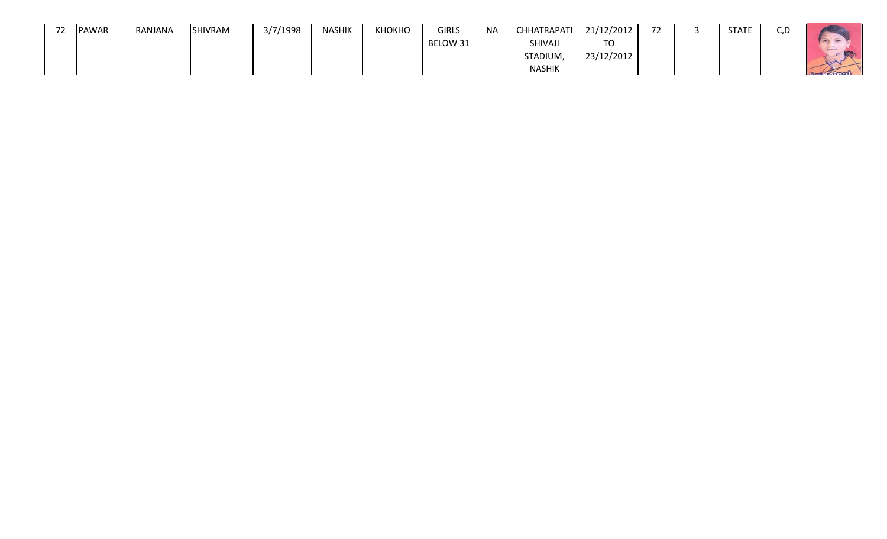| 72 | PAWAR | RANJANA | SHIVRAM | 3/7/1998 | NASHIK | KHOKHO | GIRLS BELOW 31 | NA | CHHATRAPATI SHIVAJI STADIUM, NASHIK | 21/12/2012 TO 23/12/2012 | 72 | 3 | STATE | C,D | |
|---|---|---|---|---|---|---|---|---|---|---|---|---|---|---|---|